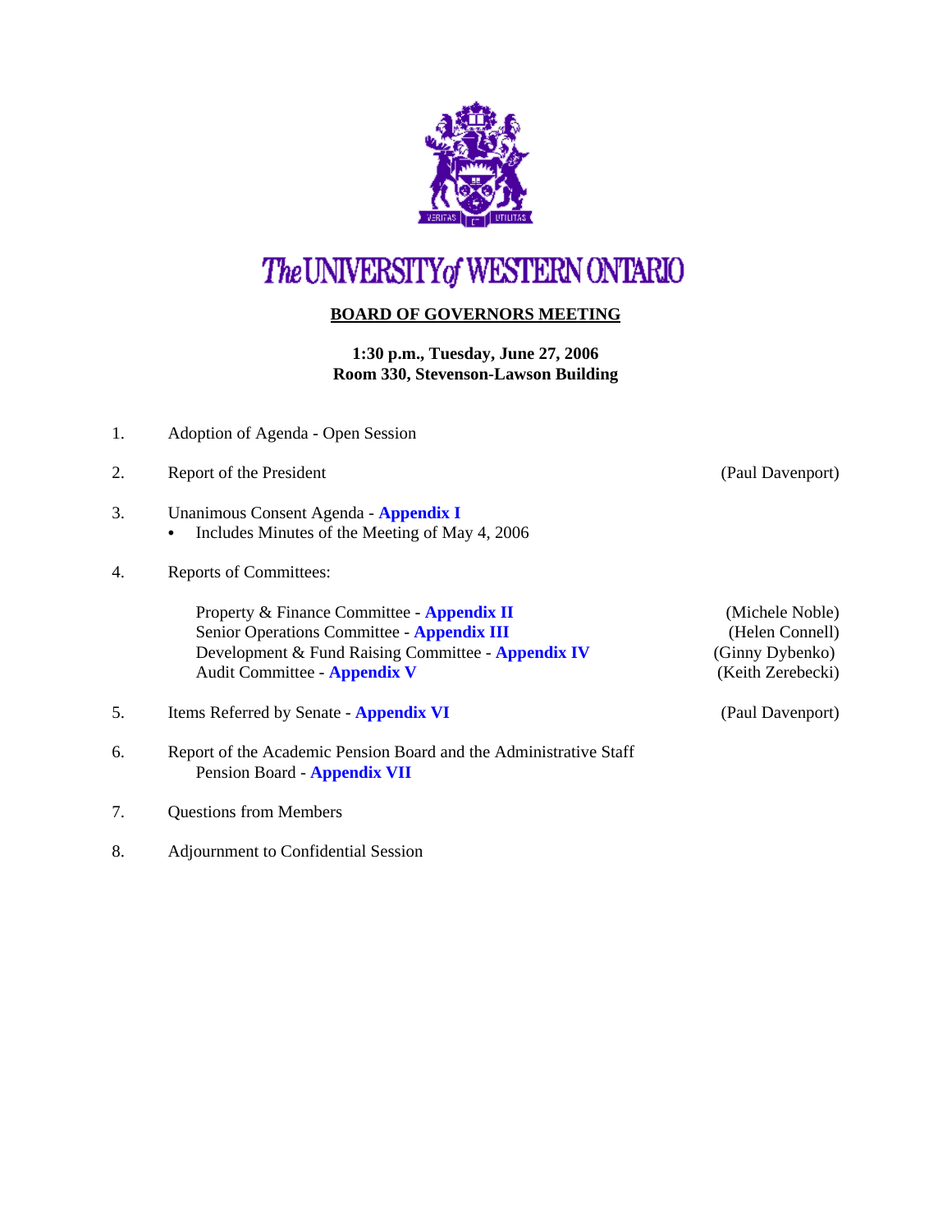# The UNIVERSITY of WESTERN ONTARIO

## BOARD OF GOVERNORS MEETING

**1:30 p.m., Tuesday, June 27, 2006**
**Room 330, Stevenson-Lawson Building**

1. Adoption of Agenda - Open Session
2. Report of the President (Paul Davenport)
3. Unanimous Consent Agenda - **Appendix I**
   - Includes Minutes of the Meeting of May 4, 2006
4. Reports of Committees:

   Property & Finance Committee - **Appendix II** (Michele Noble)
   Senior Operations Committee - **Appendix III** (Helen Connell)
   Development & Fund Raising Committee - **Appendix IV** (Ginny Dybenko)
   Audit Committee - **Appendix V** (Keith Zerebecki)

5. Items Referred by Senate - **Appendix VI** (Paul Davenport)
6. Report of the Academic Pension Board and the Administrative Staff Pension Board - **Appendix VII**
7. Questions from Members
8. Adjournment to Confidential Session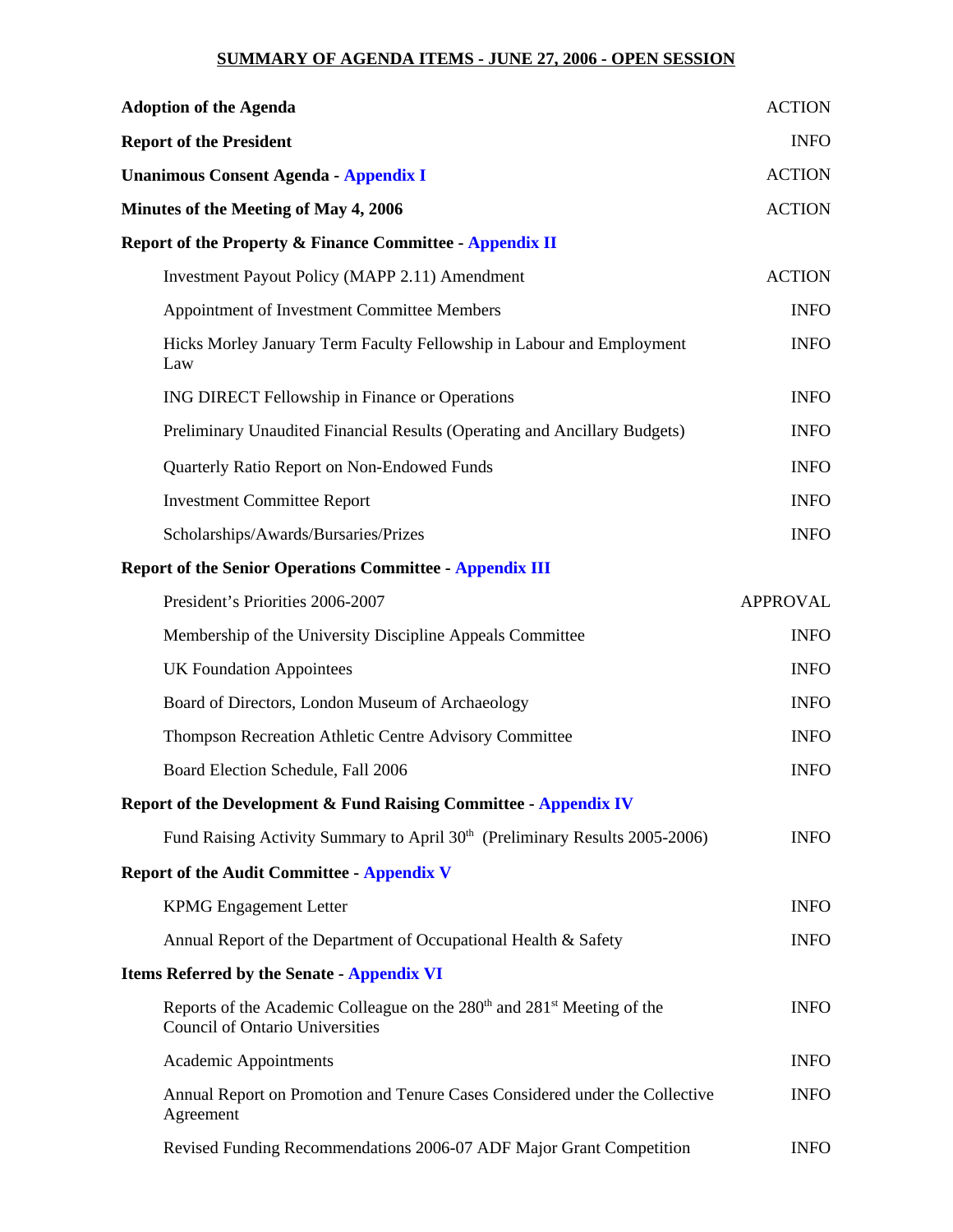## SUMMARY OF AGENDA ITEMS - JUNE 27, 2006 - OPEN SESSION

| | |
|---|---|
| **Adoption of the Agenda** | ACTION |
| **Report of the President** | INFO |
| **Unanimous Consent Agenda - Appendix I** | ACTION |
| **Minutes of the Meeting of May 4, 2006** | ACTION |
| **Report of the Property & Finance Committee - Appendix II** | |
| Investment Payout Policy (MAPP 2.11) Amendment | ACTION |
| Appointment of Investment Committee Members | INFO |
| Hicks Morley January Term Faculty Fellowship in Labour and Employment Law | INFO |
| ING DIRECT Fellowship in Finance or Operations | INFO |
| Preliminary Unaudited Financial Results (Operating and Ancillary Budgets) | INFO |
| Quarterly Ratio Report on Non-Endowed Funds | INFO |
| Investment Committee Report | INFO |
| Scholarships/Awards/Bursaries/Prizes | INFO |
| **Report of the Senior Operations Committee - Appendix III** | |
| President's Priorities 2006-2007 | APPROVAL |
| Membership of the University Discipline Appeals Committee | INFO |
| UK Foundation Appointees | INFO |
| Board of Directors, London Museum of Archaeology | INFO |
| Thompson Recreation Athletic Centre Advisory Committee | INFO |
| Board Election Schedule, Fall 2006 | INFO |
| **Report of the Development & Fund Raising Committee - Appendix IV** | |
| Fund Raising Activity Summary to April 30th (Preliminary Results 2005-2006) | INFO |
| **Report of the Audit Committee - Appendix V** | |
| KPMG Engagement Letter | INFO |
| Annual Report of the Department of Occupational Health & Safety | INFO |
| **Items Referred by the Senate - Appendix VI** | |
| Reports of the Academic Colleague on the 280th and 281st Meeting of the Council of Ontario Universities | INFO |
| Academic Appointments | INFO |
| Annual Report on Promotion and Tenure Cases Considered under the Collective Agreement | INFO |
| Revised Funding Recommendations 2006-07 ADF Major Grant Competition | INFO |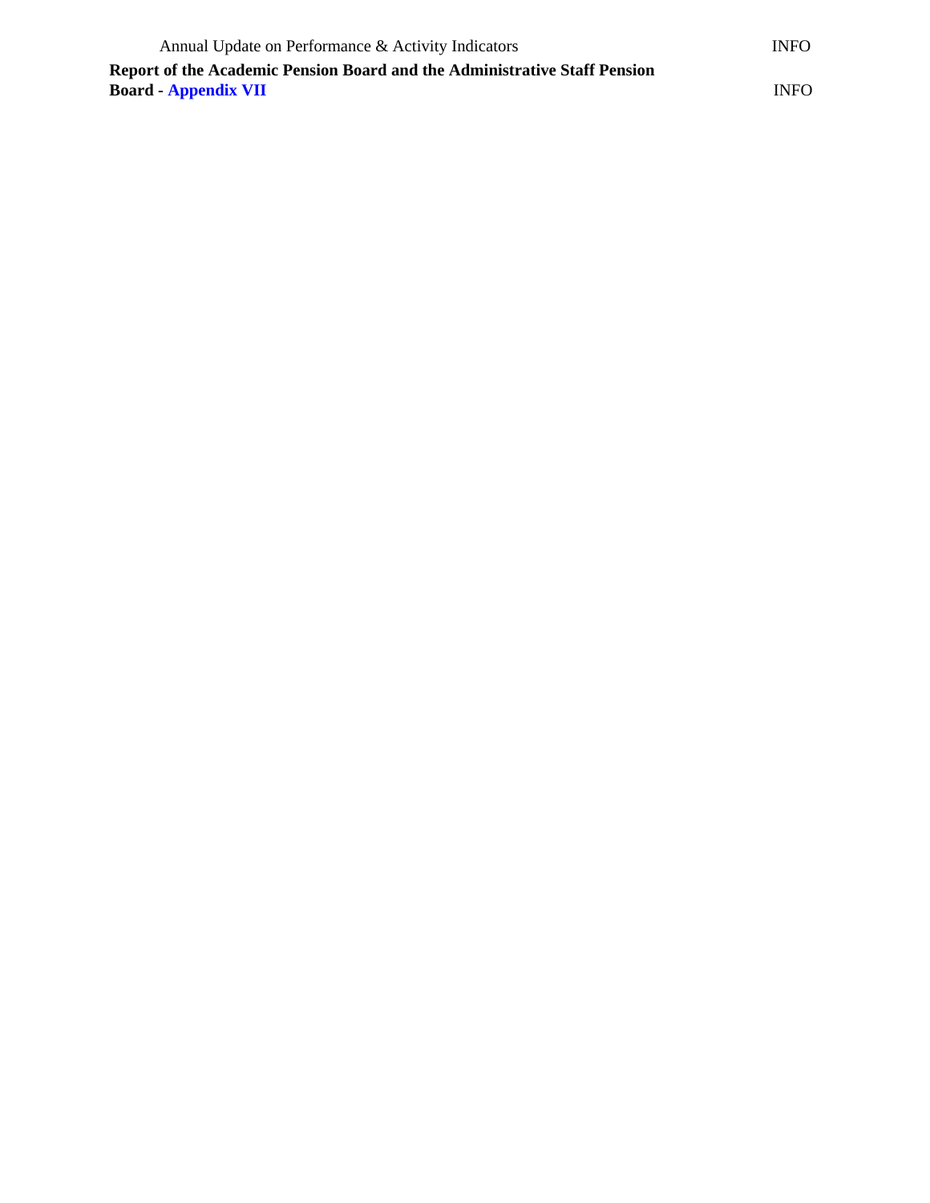| | |
|---|---|
| Annual Update on Performance & Activity Indicators | INFO |
| **Report of the Academic Pension Board and the Administrative Staff Pension Board - Appendix VII** | INFO |